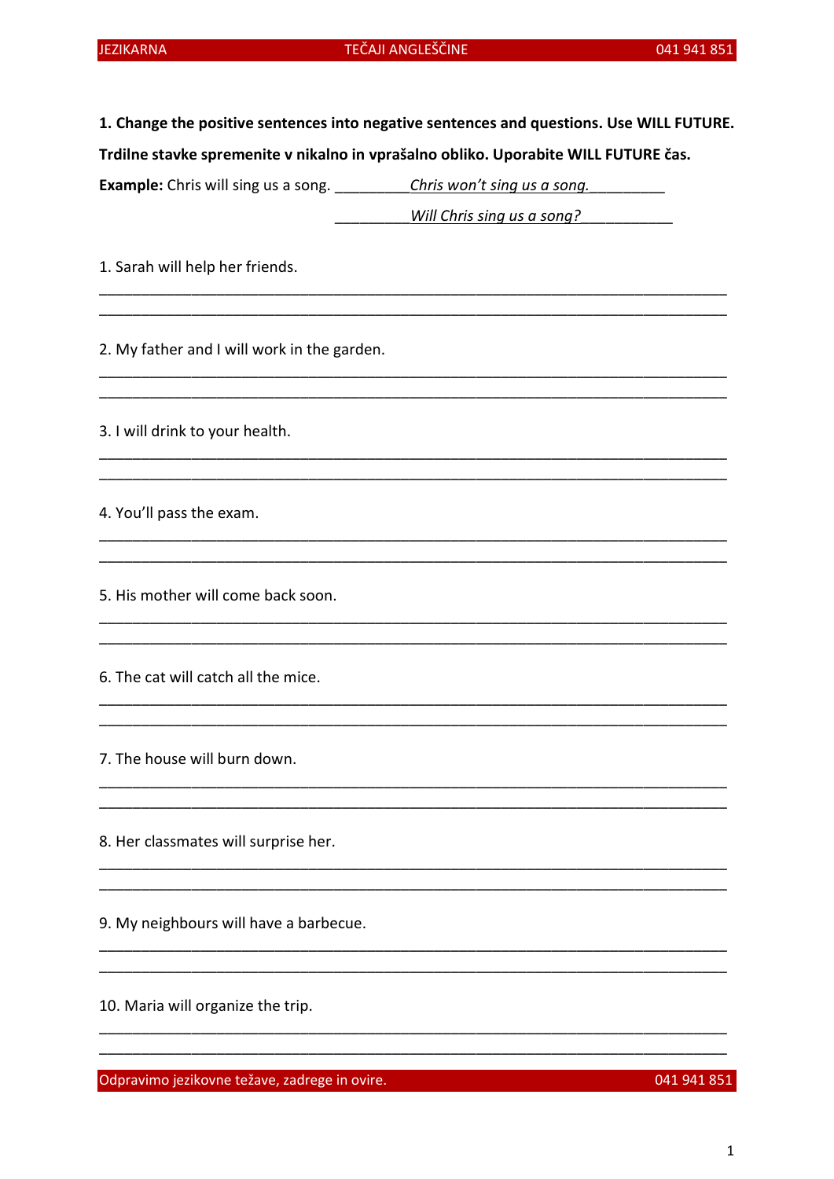**1. Change the positive sentences into negative sentences and questions. Use WILL FUTURE.**

**Trdilne stavke spremenite v nikalno in vprašalno obliko. Uporabite WILL FUTURE čas.**

**Example:** Chris will sing us a song. _________*Chris won't sing us a song.*_________

_________*Will Chris sing us a song?*___________

1. Sarah will help her friends.

___________________________________________________________________________

___________________________________________________________________________

2. My father and I will work in the garden.

___________________________________________________________________________

___________________________________________________________________________

3. I will drink to your health.

___________________________________________________________________________

___________________________________________________________________________

4. You'll pass the exam.

___________________________________________________________________________

___________________________________________________________________________

5. His mother will come back soon.

___________________________________________________________________________

___________________________________________________________________________

6. The cat will catch all the mice.

___________________________________________________________________________

___________________________________________________________________________

7. The house will burn down.

___________________________________________________________________________

___________________________________________________________________________

8. Her classmates will surprise her.

___________________________________________________________________________

___________________________________________________________________________

9. My neighbours will have a barbecue.

___________________________________________________________________________

___________________________________________________________________________

10. Maria will organize the trip.

___________________________________________________________________________

___________________________________________________________________________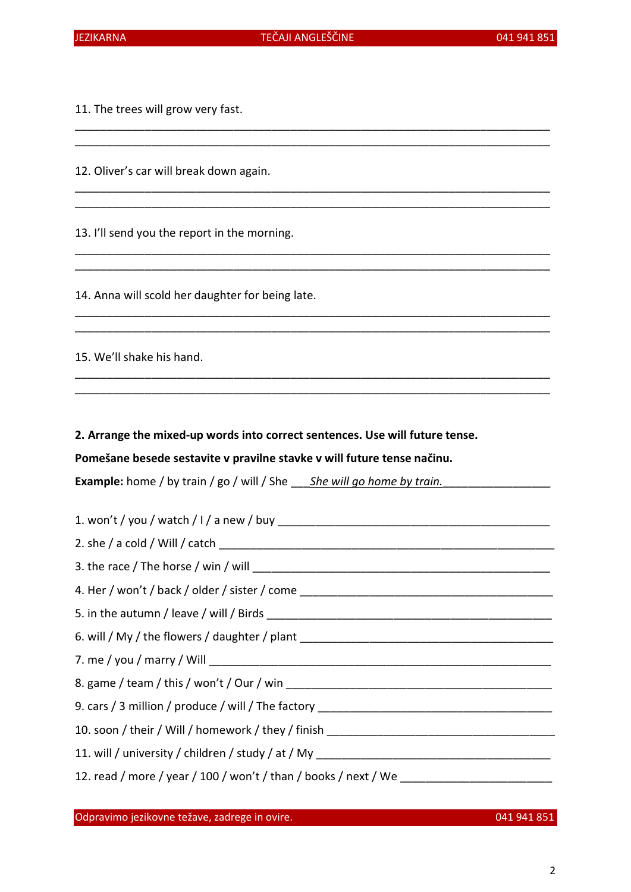11. The trees will grow very fast.

______________________________________________________________________________
______________________________________________________________________________

12. Oliver's car will break down again.

______________________________________________________________________________
______________________________________________________________________________

13. I'll send you the report in the morning.

______________________________________________________________________________
______________________________________________________________________________

14. Anna will scold her daughter for being late.

______________________________________________________________________________
______________________________________________________________________________

15. We'll shake his hand.

______________________________________________________________________________
______________________________________________________________________________

**2. Arrange the mixed-up words into correct sentences. Use will future tense.**

**Pomešane besede sestavite v pravilne stavke v will future tense načinu.**

**Example:** home / by train / go / will / She ___*She will go home by train.*_________________

1. won't / you / watch / I / a new / buy _____________________________________________
2. she / a cold / Will / catch ________________________________________________________
3. the race / The horse / win / will ___________________________________________________
4. Her / won't / back / older / sister / come ___________________________________________
5. in the autumn / leave / will / Birds _________________________________________________
6. will / My / the flowers / daughter / plant ____________________________________________
7. me / you / marry / Will ___________________________________________________________
8. game / team / this / won't / Our / win _______________________________________________
9. cars / 3 million / produce / will / The factory __________________________________________
10. soon / their / Will / homework / they / finish __________________________________________
11. will / university / children / study / at / My ___________________________________________
12. read / more / year / 100 / won't / than / books / next / We _________________________

Odpravimo jezikovne težave, zadrege in ovire.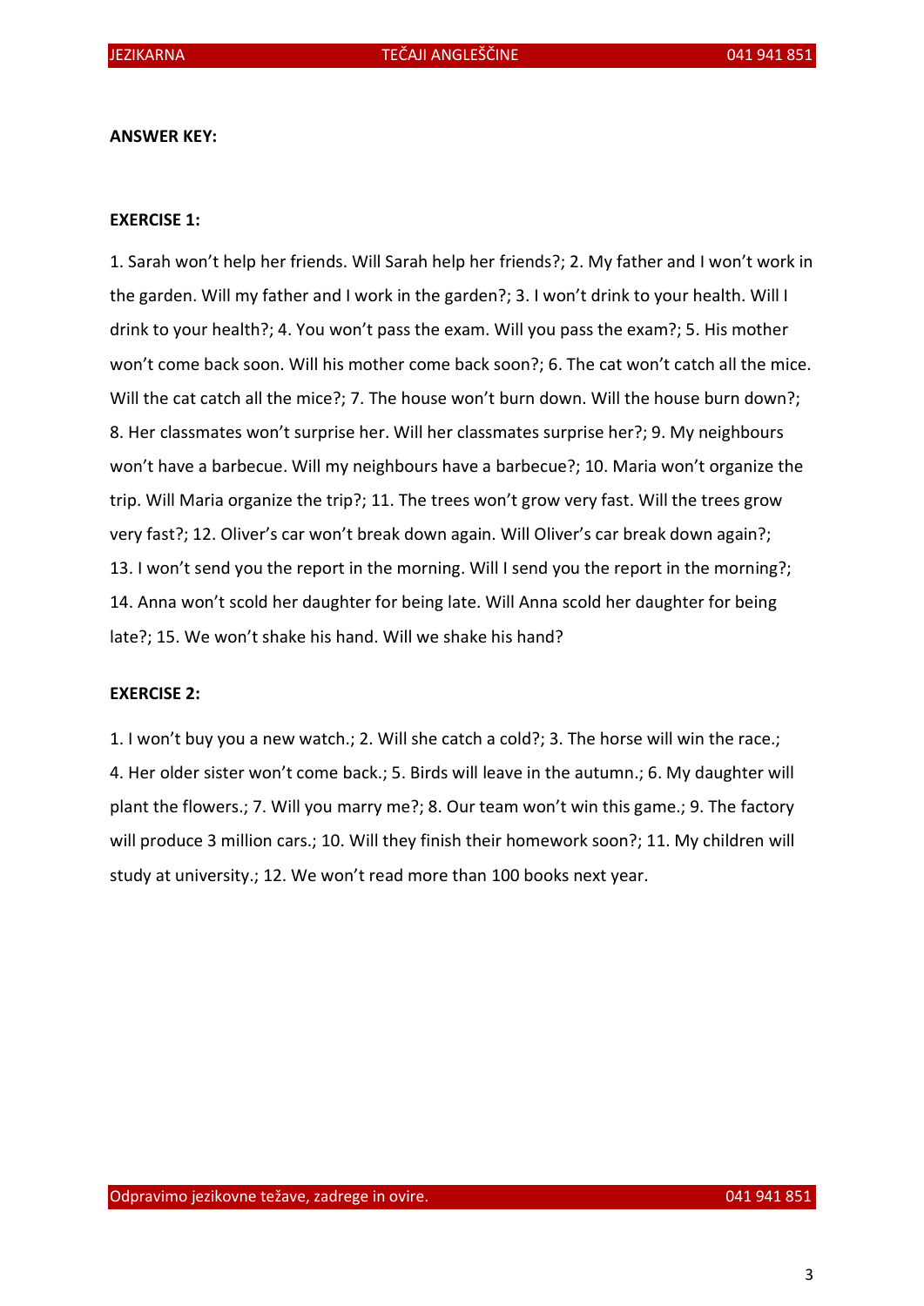**ANSWER KEY:**

**EXERCISE 1:**

1. Sarah won't help her friends. Will Sarah help her friends?; 2. My father and I won't work in the garden. Will my father and I work in the garden?; 3. I won't drink to your health. Will I drink to your health?; 4. You won't pass the exam. Will you pass the exam?; 5. His mother won't come back soon. Will his mother come back soon?; 6. The cat won't catch all the mice. Will the cat catch all the mice?; 7. The house won't burn down. Will the house burn down?; 8. Her classmates won't surprise her. Will her classmates surprise her?; 9. My neighbours won't have a barbecue. Will my neighbours have a barbecue?; 10. Maria won't organize the trip. Will Maria organize the trip?; 11. The trees won't grow very fast. Will the trees grow very fast?; 12. Oliver's car won't break down again. Will Oliver's car break down again?; 13. I won't send you the report in the morning. Will I send you the report in the morning?; 14. Anna won't scold her daughter for being late. Will Anna scold her daughter for being late?; 15. We won't shake his hand. Will we shake his hand?

**EXERCISE 2:**

1. I won't buy you a new watch.; 2. Will she catch a cold?; 3. The horse will win the race.; 4. Her older sister won't come back.; 5. Birds will leave in the autumn.; 6. My daughter will plant the flowers.; 7. Will you marry me?; 8. Our team won't win this game.; 9. The factory will produce 3 million cars.; 10. Will they finish their homework soon?; 11. My children will study at university.; 12. We won't read more than 100 books next year.